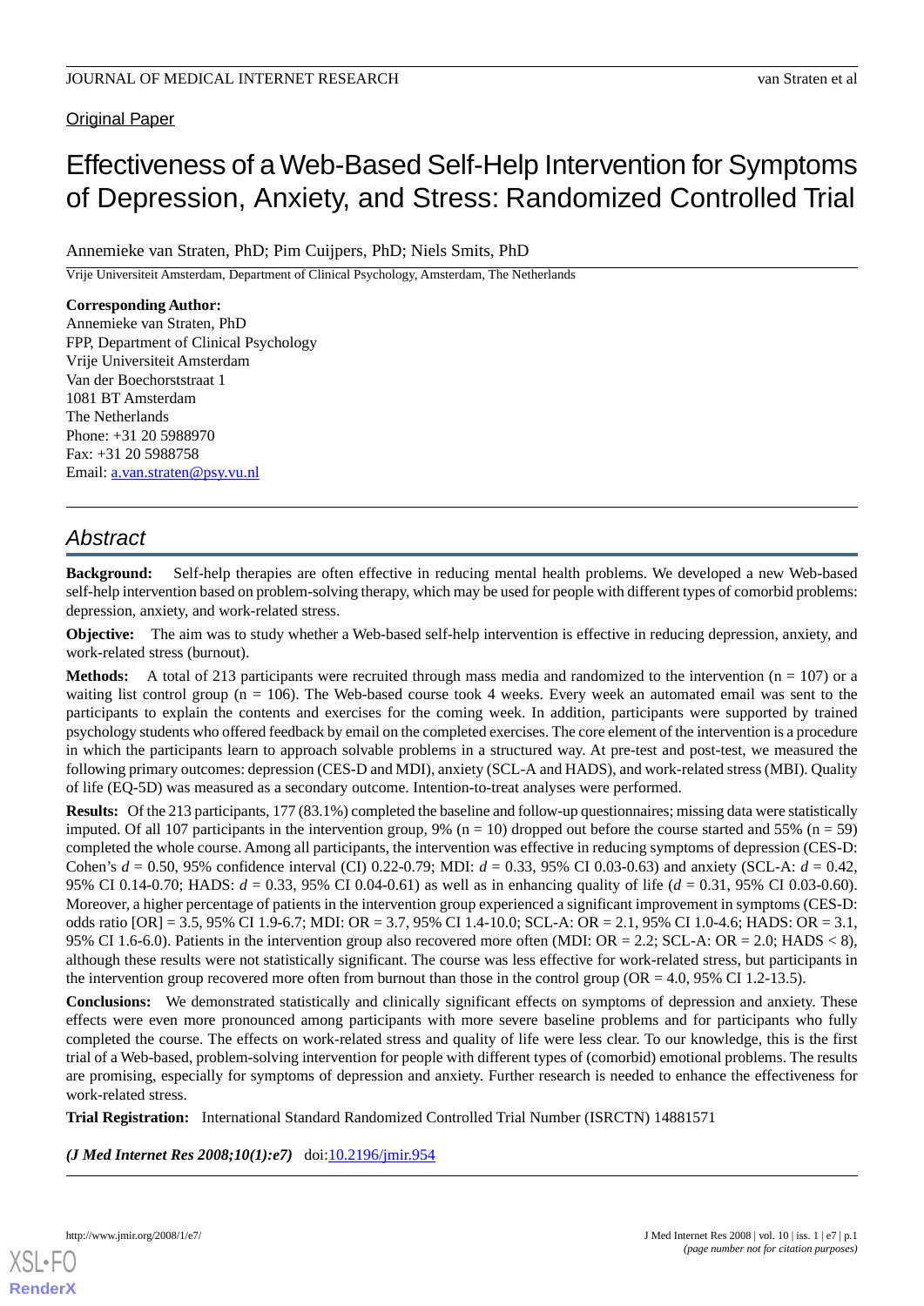Original Paper

# Effectiveness of a Web-Based Self-Help Intervention for Symptoms of Depression, Anxiety, and Stress: Randomized Controlled Trial

Annemieke van Straten, PhD; Pim Cuijpers, PhD; Niels Smits, PhD

Vrije Universiteit Amsterdam, Department of Clinical Psychology, Amsterdam, The Netherlands

**Corresponding Author:**
Annemieke van Straten, PhD
FPP, Department of Clinical Psychology
Vrije Universiteit Amsterdam
Van der Boechorststraat 1
1081 BT Amsterdam
The Netherlands
Phone: +31 20 5988970
Fax: +31 20 5988758
Email: a.van.straten@psy.vu.nl

## Abstract

**Background:** Self-help therapies are often effective in reducing mental health problems. We developed a new Web-based self-help intervention based on problem-solving therapy, which may be used for people with different types of comorbid problems: depression, anxiety, and work-related stress.

**Objective:** The aim was to study whether a Web-based self-help intervention is effective in reducing depression, anxiety, and work-related stress (burnout).

**Methods:** A total of 213 participants were recruited through mass media and randomized to the intervention (n = 107) or a waiting list control group (n = 106). The Web-based course took 4 weeks. Every week an automated email was sent to the participants to explain the contents and exercises for the coming week. In addition, participants were supported by trained psychology students who offered feedback by email on the completed exercises. The core element of the intervention is a procedure in which the participants learn to approach solvable problems in a structured way. At pre-test and post-test, we measured the following primary outcomes: depression (CES-D and MDI), anxiety (SCL-A and HADS), and work-related stress (MBI). Quality of life (EQ-5D) was measured as a secondary outcome. Intention-to-treat analyses were performed.

**Results:** Of the 213 participants, 177 (83.1%) completed the baseline and follow-up questionnaires; missing data were statistically imputed. Of all 107 participants in the intervention group, 9% (n = 10) dropped out before the course started and 55% (n = 59) completed the whole course. Among all participants, the intervention was effective in reducing symptoms of depression (CES-D: Cohen's *d* = 0.50, 95% confidence interval (CI) 0.22-0.79; MDI: *d* = 0.33, 95% CI 0.03-0.63) and anxiety (SCL-A: *d* = 0.42, 95% CI 0.14-0.70; HADS: *d* = 0.33, 95% CI 0.04-0.61) as well as in enhancing quality of life (*d* = 0.31, 95% CI 0.03-0.60). Moreover, a higher percentage of patients in the intervention group experienced a significant improvement in symptoms (CES-D: odds ratio [OR] = 3.5, 95% CI 1.9-6.7; MDI: OR = 3.7, 95% CI 1.4-10.0; SCL-A: OR = 2.1, 95% CI 1.0-4.6; HADS: OR = 3.1, 95% CI 1.6-6.0). Patients in the intervention group also recovered more often (MDI: OR = 2.2; SCL-A: OR = 2.0; HADS < 8), although these results were not statistically significant. The course was less effective for work-related stress, but participants in the intervention group recovered more often from burnout than those in the control group (OR = 4.0, 95% CI 1.2-13.5).

**Conclusions:** We demonstrated statistically and clinically significant effects on symptoms of depression and anxiety. These effects were even more pronounced among participants with more severe baseline problems and for participants who fully completed the course. The effects on work-related stress and quality of life were less clear. To our knowledge, this is the first trial of a Web-based, problem-solving intervention for people with different types of (comorbid) emotional problems. The results are promising, especially for symptoms of depression and anxiety. Further research is needed to enhance the effectiveness for work-related stress.

**Trial Registration:** International Standard Randomized Controlled Trial Number (ISRCTN) 14881571

***(J Med Internet Res 2008;10(1):e7)*** doi:10.2196/jmir.954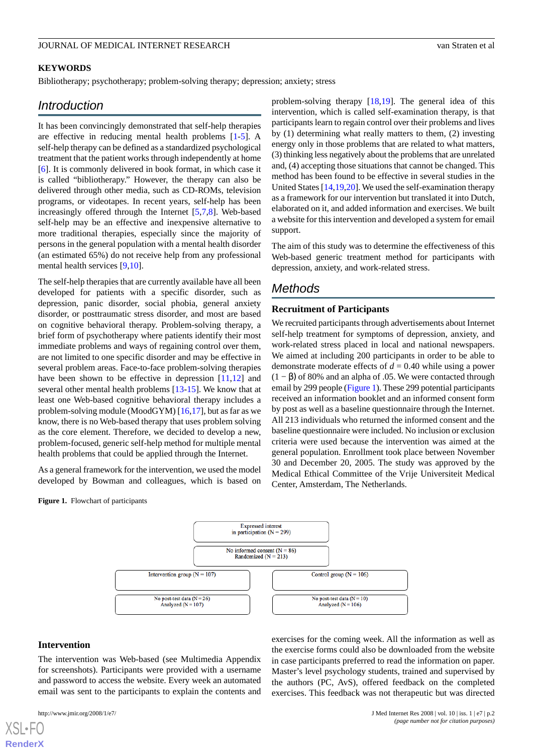## KEYWORDS

Bibliotherapy; psychotherapy; problem-solving therapy; depression; anxiety; stress

## Introduction

It has been convincingly demonstrated that self-help therapies are effective in reducing mental health problems [1-5]. A self-help therapy can be defined as a standardized psychological treatment that the patient works through independently at home [6]. It is commonly delivered in book format, in which case it is called "bibliotherapy." However, the therapy can also be delivered through other media, such as CD-ROMs, television programs, or videotapes. In recent years, self-help has been increasingly offered through the Internet [5,7,8]. Web-based self-help may be an effective and inexpensive alternative to more traditional therapies, especially since the majority of persons in the general population with a mental health disorder (an estimated 65%) do not receive help from any professional mental health services [9,10].

The self-help therapies that are currently available have all been developed for patients with a specific disorder, such as depression, panic disorder, social phobia, general anxiety disorder, or posttraumatic stress disorder, and most are based on cognitive behavioral therapy. Problem-solving therapy, a brief form of psychotherapy where patients identify their most immediate problems and ways of regaining control over them, are not limited to one specific disorder and may be effective in several problem areas. Face-to-face problem-solving therapies have been shown to be effective in depression [11,12] and several other mental health problems [13-15]. We know that at least one Web-based cognitive behavioral therapy includes a problem-solving module (MoodGYM) [16,17], but as far as we know, there is no Web-based therapy that uses problem solving as the core element. Therefore, we decided to develop a new, problem-focused, generic self-help method for multiple mental health problems that could be applied through the Internet.

As a general framework for the intervention, we used the model developed by Bowman and colleagues, which is based on problem-solving therapy [18,19]. The general idea of this intervention, which is called self-examination therapy, is that participants learn to regain control over their problems and lives by (1) determining what really matters to them, (2) investing energy only in those problems that are related to what matters, (3) thinking less negatively about the problems that are unrelated and, (4) accepting those situations that cannot be changed. This method has been found to be effective in several studies in the United States [14,19,20]. We used the self-examination therapy as a framework for our intervention but translated it into Dutch, elaborated on it, and added information and exercises. We built a website for this intervention and developed a system for email support.

The aim of this study was to determine the effectiveness of this Web-based generic treatment method for participants with depression, anxiety, and work-related stress.

## Methods

### Recruitment of Participants

We recruited participants through advertisements about Internet self-help treatment for symptoms of depression, anxiety, and work-related stress placed in local and national newspapers. We aimed at including 200 participants in order to be able to demonstrate moderate effects of $d = 0.40$ while using a power $(1 - \beta)$ of 80% and an alpha of .05. We were contacted through email by 299 people (Figure 1). These 299 potential participants received an information booklet and an informed consent form by post as well as a baseline questionnaire through the Internet. All 213 individuals who returned the informed consent and the baseline questionnaire were included. No inclusion or exclusion criteria were used because the intervention was aimed at the general population. Enrollment took place between November 30 and December 20, 2005. The study was approved by the Medical Ethical Committee of the Vrije Universiteit Medical Center, Amsterdam, The Netherlands.

**Figure 1.** Flowchart of participants

Expressed interest in participation (N = 299)

No informed consent (N = 86)
Randomized (N = 213)

| Intervention group (N = 107) | Control group (N = 106) |
|---|---|
| No post-test data (N = 26)<br>Analyzed (N = 107) | No post-test data (N = 10)<br>Analyzed (N = 106) |

### Intervention

The intervention was Web-based (see Multimedia Appendix for screenshots). Participants were provided with a username and password to access the website. Every week an automated email was sent to the participants to explain the contents and exercises for the coming week. All the information as well as the exercise forms could also be downloaded from the website in case participants preferred to read the information on paper. Master's level psychology students, trained and supervised by the authors (PC, AvS), offered feedback on the completed exercises. This feedback was not therapeutic but was directed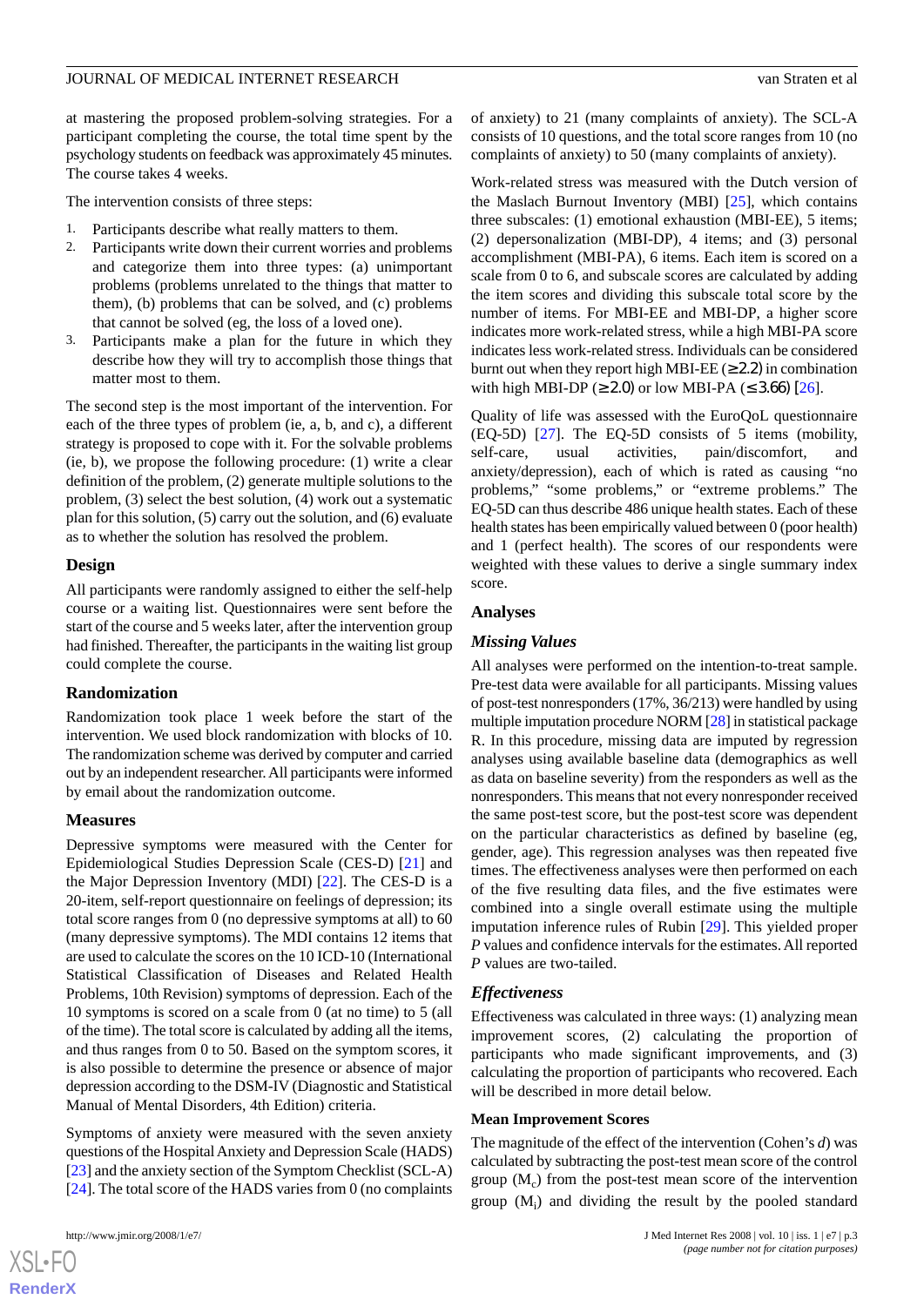at mastering the proposed problem-solving strategies. For a participant completing the course, the total time spent by the psychology students on feedback was approximately 45 minutes. The course takes 4 weeks.

The intervention consists of three steps:

1. Participants describe what really matters to them.
2. Participants write down their current worries and problems and categorize them into three types: (a) unimportant problems (problems unrelated to the things that matter to them), (b) problems that can be solved, and (c) problems that cannot be solved (eg, the loss of a loved one).
3. Participants make a plan for the future in which they describe how they will try to accomplish those things that matter most to them.

The second step is the most important of the intervention. For each of the three types of problem (ie, a, b, and c), a different strategy is proposed to cope with it. For the solvable problems (ie, b), we propose the following procedure: (1) write a clear definition of the problem, (2) generate multiple solutions to the problem, (3) select the best solution, (4) work out a systematic plan for this solution, (5) carry out the solution, and (6) evaluate as to whether the solution has resolved the problem.

## Design

All participants were randomly assigned to either the self-help course or a waiting list. Questionnaires were sent before the start of the course and 5 weeks later, after the intervention group had finished. Thereafter, the participants in the waiting list group could complete the course.

## Randomization

Randomization took place 1 week before the start of the intervention. We used block randomization with blocks of 10. The randomization scheme was derived by computer and carried out by an independent researcher. All participants were informed by email about the randomization outcome.

## Measures

Depressive symptoms were measured with the Center for Epidemiological Studies Depression Scale (CES-D) [21] and the Major Depression Inventory (MDI) [22]. The CES-D is a 20-item, self-report questionnaire on feelings of depression; its total score ranges from 0 (no depressive symptoms at all) to 60 (many depressive symptoms). The MDI contains 12 items that are used to calculate the scores on the 10 ICD-10 (International Statistical Classification of Diseases and Related Health Problems, 10th Revision) symptoms of depression. Each of the 10 symptoms is scored on a scale from 0 (at no time) to 5 (all of the time). The total score is calculated by adding all the items, and thus ranges from 0 to 50. Based on the symptom scores, it is also possible to determine the presence or absence of major depression according to the DSM-IV (Diagnostic and Statistical Manual of Mental Disorders, 4th Edition) criteria.

Symptoms of anxiety were measured with the seven anxiety questions of the Hospital Anxiety and Depression Scale (HADS) [23] and the anxiety section of the Symptom Checklist (SCL-A) [24]. The total score of the HADS varies from 0 (no complaints of anxiety) to 21 (many complaints of anxiety). The SCL-A consists of 10 questions, and the total score ranges from 10 (no complaints of anxiety) to 50 (many complaints of anxiety).

Work-related stress was measured with the Dutch version of the Maslach Burnout Inventory (MBI) [25], which contains three subscales: (1) emotional exhaustion (MBI-EE), 5 items; (2) depersonalization (MBI-DP), 4 items; and (3) personal accomplishment (MBI-PA), 6 items. Each item is scored on a scale from 0 to 6, and subscale scores are calculated by adding the item scores and dividing this subscale total score by the number of items. For MBI-EE and MBI-DP, a higher score indicates more work-related stress, while a high MBI-PA score indicates less work-related stress. Individuals can be considered burnt out when they report high MBI-EE ($\geq 2.2$) in combination with high MBI-DP ($\geq 2.0$) or low MBI-PA ($\leq 3.66$) [26].

Quality of life was assessed with the EuroQoL questionnaire (EQ-5D) [27]. The EQ-5D consists of 5 items (mobility, self-care, usual activities, pain/discomfort, and anxiety/depression), each of which is rated as causing "no problems," "some problems," or "extreme problems." The EQ-5D can thus describe 486 unique health states. Each of these health states has been empirically valued between 0 (poor health) and 1 (perfect health). The scores of our respondents were weighted with these values to derive a single summary index score.

## Analyses

### Missing Values

All analyses were performed on the intention-to-treat sample. Pre-test data were available for all participants. Missing values of post-test nonresponders (17%, 36/213) were handled by using multiple imputation procedure NORM [28] in statistical package R. In this procedure, missing data are imputed by regression analyses using available baseline data (demographics as well as data on baseline severity) from the responders as well as the nonresponders. This means that not every nonresponder received the same post-test score, but the post-test score was dependent on the particular characteristics as defined by baseline (eg, gender, age). This regression analyses was then repeated five times. The effectiveness analyses were then performed on each of the five resulting data files, and the five estimates were combined into a single overall estimate using the multiple imputation inference rules of Rubin [29]. This yielded proper *P* values and confidence intervals for the estimates. All reported *P* values are two-tailed.

### Effectiveness

Effectiveness was calculated in three ways: (1) analyzing mean improvement scores, (2) calculating the proportion of participants who made significant improvements, and (3) calculating the proportion of participants who recovered. Each will be described in more detail below.

#### Mean Improvement Scores

The magnitude of the effect of the intervention (Cohen's *d*) was calculated by subtracting the post-test mean score of the control group ($M_c$) from the post-test mean score of the intervention group ($M_i$) and dividing the result by the pooled standard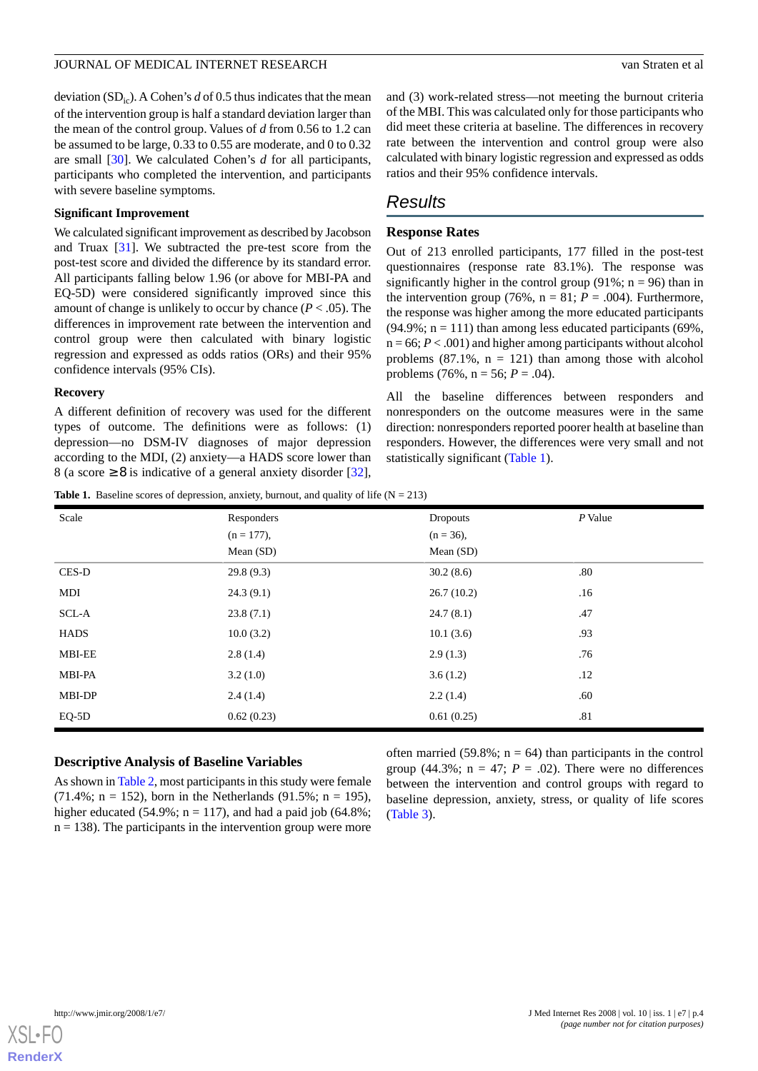deviation ($SD_{ic}$). A Cohen's *d* of 0.5 thus indicates that the mean of the intervention group is half a standard deviation larger than the mean of the control group. Values of *d* from 0.56 to 1.2 can be assumed to be large, 0.33 to 0.55 are moderate, and 0 to 0.32 are small [30]. We calculated Cohen's *d* for all participants, participants who completed the intervention, and participants with severe baseline symptoms.

### Significant Improvement

We calculated significant improvement as described by Jacobson and Truax [31]. We subtracted the pre-test score from the post-test score and divided the difference by its standard error. All participants falling below 1.96 (or above for MBI-PA and EQ-5D) were considered significantly improved since this amount of change is unlikely to occur by chance ($P < .05$). The differences in improvement rate between the intervention and control group were then calculated with binary logistic regression and expressed as odds ratios (ORs) and their 95% confidence intervals (95% CIs).

### Recovery

A different definition of recovery was used for the different types of outcome. The definitions were as follows: (1) depression—no DSM-IV diagnoses of major depression according to the MDI, (2) anxiety—a HADS score lower than 8 (a score ≥8 is indicative of a general anxiety disorder [32], and (3) work-related stress—not meeting the burnout criteria of the MBI. This was calculated only for those participants who did meet these criteria at baseline. The differences in recovery rate between the intervention and control group were also calculated with binary logistic regression and expressed as odds ratios and their 95% confidence intervals.

## Results

### Response Rates

Out of 213 enrolled participants, 177 filled in the post-test questionnaires (response rate 83.1%). The response was significantly higher in the control group (91%; n = 96) than in the intervention group (76%, n = 81; *P* = .004). Furthermore, the response was higher among the more educated participants (94.9%; n = 111) than among less educated participants (69%, n = 66; *P* < .001) and higher among participants without alcohol problems (87.1%, n = 121) than among those with alcohol problems (76%, n = 56; *P* = .04).

All the baseline differences between responders and nonresponders on the outcome measures were in the same direction: nonresponders reported poorer health at baseline than responders. However, the differences were very small and not statistically significant (Table 1).

**Table 1.** Baseline scores of depression, anxiety, burnout, and quality of life (N = 213)

| Scale | Responders (n = 177), Mean (SD) | Dropouts (n = 36), Mean (SD) | *P* Value |
|---|---|---|---|
| CES-D | 29.8 (9.3) | 30.2 (8.6) | .80 |
| MDI | 24.3 (9.1) | 26.7 (10.2) | .16 |
| SCL-A | 23.8 (7.1) | 24.7 (8.1) | .47 |
| HADS | 10.0 (3.2) | 10.1 (3.6) | .93 |
| MBI-EE | 2.8 (1.4) | 2.9 (1.3) | .76 |
| MBI-PA | 3.2 (1.0) | 3.6 (1.2) | .12 |
| MBI-DP | 2.4 (1.4) | 2.2 (1.4) | .60 |
| EQ-5D | 0.62 (0.23) | 0.61 (0.25) | .81 |

### Descriptive Analysis of Baseline Variables

As shown in Table 2, most participants in this study were female (71.4%; n = 152), born in the Netherlands (91.5%; n = 195), higher educated (54.9%; n = 117), and had a paid job (64.8%; n = 138). The participants in the intervention group were more often married (59.8%; n = 64) than participants in the control group (44.3%; n = 47; *P* = .02). There were no differences between the intervention and control groups with regard to baseline depression, anxiety, stress, or quality of life scores (Table 3).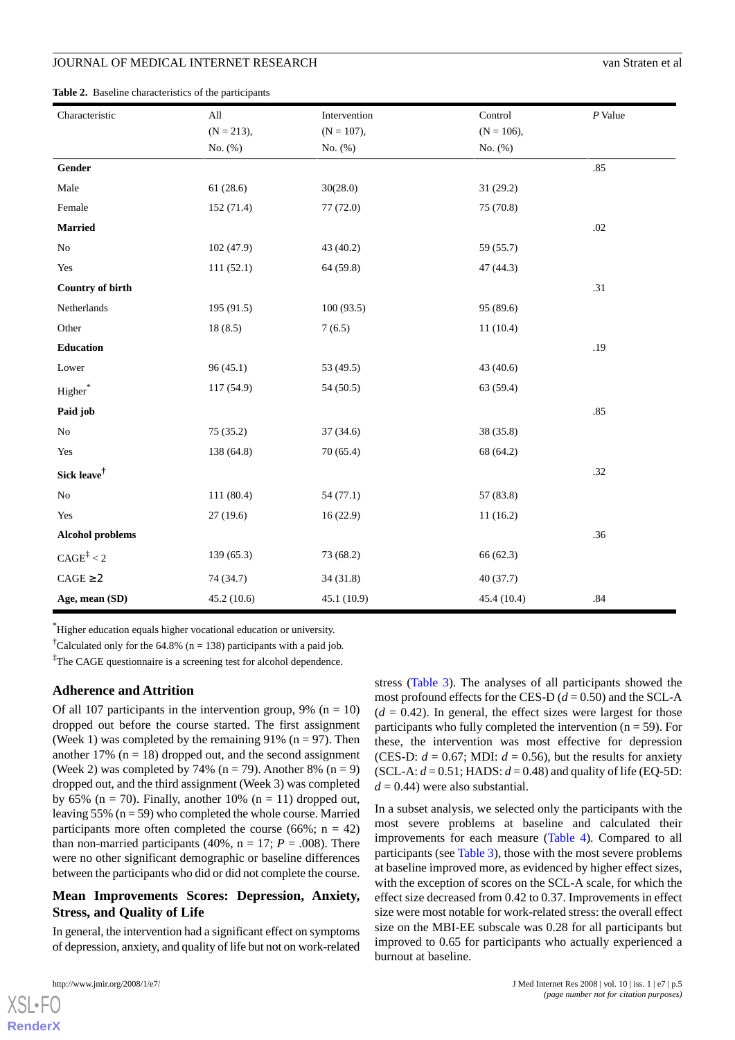**Table 2.** Baseline characteristics of the participants

| Characteristic | All (N = 213), No. (%) | Intervention (N = 107), No. (%) | Control (N = 106), No. (%) | *P* Value |
|---|---|---|---|---|
| **Gender** | | | | .85 |
| Male | 61 (28.6) | 30(28.0) | 31 (29.2) | |
| Female | 152 (71.4) | 77 (72.0) | 75 (70.8) | |
| **Married** | | | | .02 |
| No | 102 (47.9) | 43 (40.2) | 59 (55.7) | |
| Yes | 111 (52.1) | 64 (59.8) | 47 (44.3) | |
| **Country of birth** | | | | .31 |
| Netherlands | 195 (91.5) | 100 (93.5) | 95 (89.6) | |
| Other | 18 (8.5) | 7 (6.5) | 11 (10.4) | |
| **Education** | | | | .19 |
| Lower | 96 (45.1) | 53 (49.5) | 43 (40.6) | |
| Higher[*] | 117 (54.9) | 54 (50.5) | 63 (59.4) | |
| **Paid job** | | | | .85 |
| No | 75 (35.2) | 37 (34.6) | 38 (35.8) | |
| Yes | 138 (64.8) | 70 (65.4) | 68 (64.2) | |
| **Sick leave**[†] | | | | .32 |
| No | 111 (80.4) | 54 (77.1) | 57 (83.8) | |
| Yes | 27 (19.6) | 16 (22.9) | 11 (16.2) | |
| **Alcohol problems** | | | | .36 |
| CAGE[‡] < 2 | 139 (65.3) | 73 (68.2) | 66 (62.3) | |
| CAGE ≥2 | 74 (34.7) | 34 (31.8) | 40 (37.7) | |
| **Age, mean (SD)** | 45.2 (10.6) | 45.1 (10.9) | 45.4 (10.4) | .84 |

[*]Higher education equals higher vocational education or university.

[†]Calculated only for the 64.8% (n = 138) participants with a paid job.

[‡]The CAGE questionnaire is a screening test for alcohol dependence.

## Adherence and Attrition

Of all 107 participants in the intervention group, 9% (n = 10) dropped out before the course started. The first assignment (Week 1) was completed by the remaining 91% (n = 97). Then another 17% (n = 18) dropped out, and the second assignment (Week 2) was completed by 74% (n = 79). Another 8% (n = 9) dropped out, and the third assignment (Week 3) was completed by 65% (n = 70). Finally, another 10% (n = 11) dropped out, leaving 55% (n = 59) who completed the whole course. Married participants more often completed the course (66%; n = 42) than non-married participants (40%, n = 17; *P* = .008). There were no other significant demographic or baseline differences between the participants who did or did not complete the course.

## Mean Improvements Scores: Depression, Anxiety, Stress, and Quality of Life

In general, the intervention had a significant effect on symptoms of depression, anxiety, and quality of life but not on work-related stress (Table 3). The analyses of all participants showed the most profound effects for the CES-D ($d = 0.50$) and the SCL-A ($d = 0.42$). In general, the effect sizes were largest for those participants who fully completed the intervention (n = 59). For these, the intervention was most effective for depression (CES-D: $d = 0.67$; MDI: $d = 0.56$), but the results for anxiety (SCL-A: $d = 0.51$; HADS: $d = 0.48$) and quality of life (EQ-5D: $d = 0.44$) were also substantial.

In a subset analysis, we selected only the participants with the most severe problems at baseline and calculated their improvements for each measure (Table 4). Compared to all participants (see Table 3), those with the most severe problems at baseline improved more, as evidenced by higher effect sizes, with the exception of scores on the SCL-A scale, for which the effect size decreased from 0.42 to 0.37. Improvements in effect size were most notable for work-related stress: the overall effect size on the MBI-EE subscale was 0.28 for all participants but improved to 0.65 for participants who actually experienced a burnout at baseline.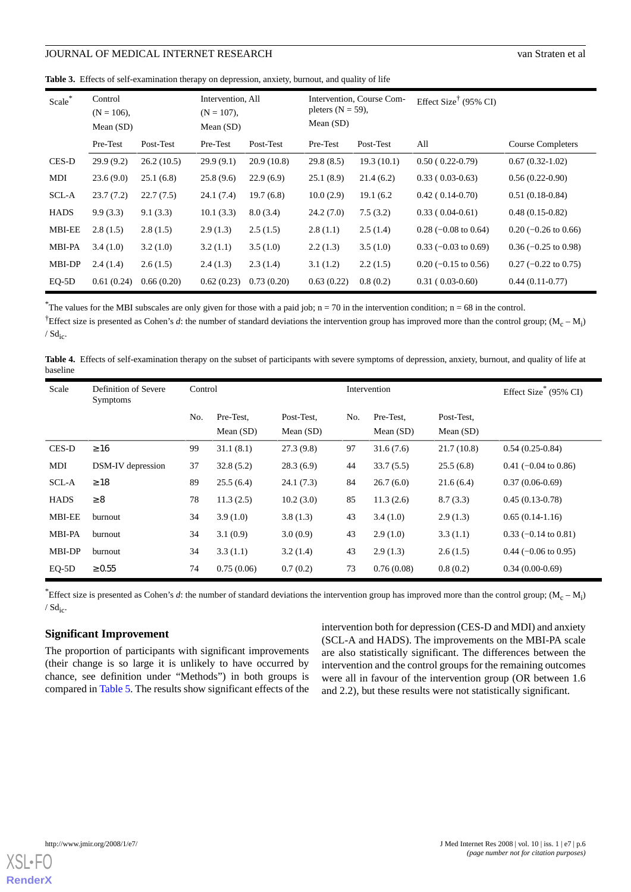**Table 3.** Effects of self-examination therapy on depression, anxiety, burnout, and quality of life

| Scale* | Control (N = 106), Mean (SD) | | Intervention, All (N = 107), Mean (SD) | | Intervention, Course Completers (N = 59), Mean (SD) | | Effect Size† (95% CI) | |
|---|---|---|---|---|---|---|---|---|
| | Pre-Test | Post-Test | Pre-Test | Post-Test | Pre-Test | Post-Test | All | Course Completers |
| CES-D | 29.9 (9.2) | 26.2 (10.5) | 29.9 (9.1) | 20.9 (10.8) | 29.8 (8.5) | 19.3 (10.1) | 0.50 ( 0.22-0.79) | 0.67 (0.32-1.02) |
| MDI | 23.6 (9.0) | 25.1 (6.8) | 25.8 (9.6) | 22.9 (6.9) | 25.1 (8.9) | 21.4 (6.2) | 0.33 ( 0.03-0.63) | 0.56 (0.22-0.90) |
| SCL-A | 23.7 (7.2) | 22.7 (7.5) | 24.1 (7.4) | 19.7 (6.8) | 10.0 (2.9) | 19.1 (6.2 | 0.42 ( 0.14-0.70) | 0.51 (0.18-0.84) |
| HADS | 9.9 (3.3) | 9.1 (3.3) | 10.1 (3.3) | 8.0 (3.4) | 24.2 (7.0) | 7.5 (3.2) | 0.33 ( 0.04-0.61) | 0.48 (0.15-0.82) |
| MBI-EE | 2.8 (1.5) | 2.8 (1.5) | 2.9 (1.3) | 2.5 (1.5) | 2.8 (1.1) | 2.5 (1.4) | 0.28 (−0.08 to 0.64) | 0.20 (−0.26 to 0.66) |
| MBI-PA | 3.4 (1.0) | 3.2 (1.0) | 3.2 (1.1) | 3.5 (1.0) | 2.2 (1.3) | 3.5 (1.0) | 0.33 (−0.03 to 0.69) | 0.36 (−0.25 to 0.98) |
| MBI-DP | 2.4 (1.4) | 2.6 (1.5) | 2.4 (1.3) | 2.3 (1.4) | 3.1 (1.2) | 2.2 (1.5) | 0.20 (−0.15 to 0.56) | 0.27 (−0.22 to 0.75) |
| EQ-5D | 0.61 (0.24) | 0.66 (0.20) | 0.62 (0.23) | 0.73 (0.20) | 0.63 (0.22) | 0.8 (0.2) | 0.31 ( 0.03-0.60) | 0.44 (0.11-0.77) |

*The values for the MBI subscales are only given for those with a paid job; n = 70 in the intervention condition; n = 68 in the control.

†Effect size is presented as Cohen's *d*: the number of standard deviations the intervention group has improved more than the control group; $(M_c - M_i) / Sd_{ic}$.

**Table 4.** Effects of self-examination therapy on the subset of participants with severe symptoms of depression, anxiety, burnout, and quality of life at baseline

| Scale | Definition of Severe Symptoms | Control | | | Intervention | | | Effect Size* (95% CI) |
|---|---|---|---|---|---|---|---|---|
| | | No. | Pre-Test, Mean (SD) | Post-Test, Mean (SD) | No. | Pre-Test, Mean (SD) | Post-Test, Mean (SD) | |
| CES-D | ≥16 | 99 | 31.1 (8.1) | 27.3 (9.8) | 97 | 31.6 (7.6) | 21.7 (10.8) | 0.54 (0.25-0.84) |
| MDI | DSM-IV depression | 37 | 32.8 (5.2) | 28.3 (6.9) | 44 | 33.7 (5.5) | 25.5 (6.8) | 0.41 (−0.04 to 0.86) |
| SCL-A | ≥18 | 89 | 25.5 (6.4) | 24.1 (7.3) | 84 | 26.7 (6.0) | 21.6 (6.4) | 0.37 (0.06-0.69) |
| HADS | ≥8 | 78 | 11.3 (2.5) | 10.2 (3.0) | 85 | 11.3 (2.6) | 8.7 (3.3) | 0.45 (0.13-0.78) |
| MBI-EE | burnout | 34 | 3.9 (1.0) | 3.8 (1.3) | 43 | 3.4 (1.0) | 2.9 (1.3) | 0.65 (0.14-1.16) |
| MBI-PA | burnout | 34 | 3.1 (0.9) | 3.0 (0.9) | 43 | 2.9 (1.0) | 3.3 (1.1) | 0.33 (−0.14 to 0.81) |
| MBI-DP | burnout | 34 | 3.3 (1.1) | 3.2 (1.4) | 43 | 2.9 (1.3) | 2.6 (1.5) | 0.44 (−0.06 to 0.95) |
| EQ-5D | ≥0.55 | 74 | 0.75 (0.06) | 0.7 (0.2) | 73 | 0.76 (0.08) | 0.8 (0.2) | 0.34 (0.00-0.69) |

*Effect size is presented as Cohen's *d*: the number of standard deviations the intervention group has improved more than the control group; $(M_c - M_i) / Sd_{ic}$.

## Significant Improvement

The proportion of participants with significant improvements (their change is so large it is unlikely to have occurred by chance, see definition under "Methods") in both groups is compared in Table 5. The results show significant effects of the intervention both for depression (CES-D and MDI) and anxiety (SCL-A and HADS). The improvements on the MBI-PA scale are also statistically significant. The differences between the intervention and the control groups for the remaining outcomes were all in favour of the intervention group (OR between 1.6 and 2.2), but these results were not statistically significant.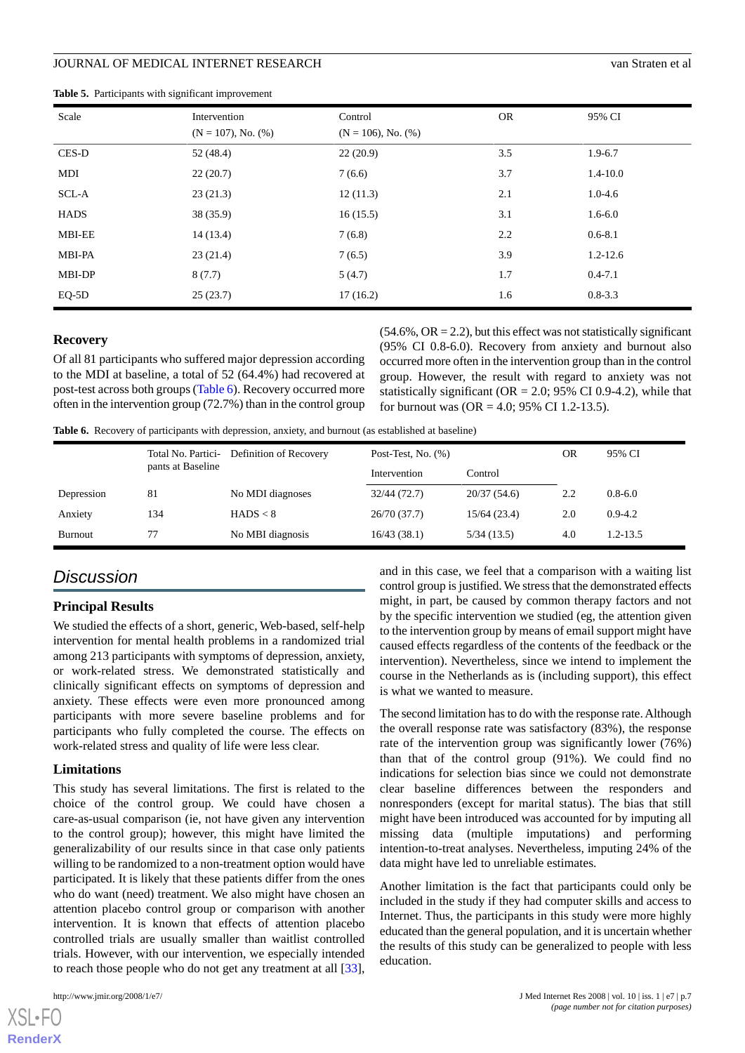**Table 5.** Participants with significant improvement

| Scale | Intervention (N = 107), No. (%) | Control (N = 106), No. (%) | OR | 95% CI |
| --- | --- | --- | --- | --- |
| CES-D | 52 (48.4) | 22 (20.9) | 3.5 | 1.9-6.7 |
| MDI | 22 (20.7) | 7 (6.6) | 3.7 | 1.4-10.0 |
| SCL-A | 23 (21.3) | 12 (11.3) | 2.1 | 1.0-4.6 |
| HADS | 38 (35.9) | 16 (15.5) | 3.1 | 1.6-6.0 |
| MBI-EE | 14 (13.4) | 7 (6.8) | 2.2 | 0.6-8.1 |
| MBI-PA | 23 (21.4) | 7 (6.5) | 3.9 | 1.2-12.6 |
| MBI-DP | 8 (7.7) | 5 (4.7) | 1.7 | 0.4-7.1 |
| EQ-5D | 25 (23.7) | 17 (16.2) | 1.6 | 0.8-3.3 |

### Recovery

Of all 81 participants who suffered major depression according to the MDI at baseline, a total of 52 (64.4%) had recovered at post-test across both groups (Table 6). Recovery occurred more often in the intervention group (72.7%) than in the control group (54.6%, OR = 2.2), but this effect was not statistically significant (95% CI 0.8-6.0). Recovery from anxiety and burnout also occurred more often in the intervention group than in the control group. However, the result with regard to anxiety was not statistically significant (OR = 2.0; 95% CI 0.9-4.2), while that for burnout was (OR = 4.0; 95% CI 1.2-13.5).

**Table 6.** Recovery of participants with depression, anxiety, and burnout (as established at baseline)

| | Total No. Participants at Baseline | Definition of Recovery | Post-Test, No. (%) | | OR | 95% CI |
| --- | --- | --- | --- | --- | --- | --- |
| | | | Intervention | Control | | |
| Depression | 81 | No MDI diagnoses | 32/44 (72.7) | 20/37 (54.6) | 2.2 | 0.8-6.0 |
| Anxiety | 134 | HADS < 8 | 26/70 (37.7) | 15/64 (23.4) | 2.0 | 0.9-4.2 |
| Burnout | 77 | No MBI diagnosis | 16/43 (38.1) | 5/34 (13.5) | 4.0 | 1.2-13.5 |

## *Discussion*

### Principal Results

We studied the effects of a short, generic, Web-based, self-help intervention for mental health problems in a randomized trial among 213 participants with symptoms of depression, anxiety, or work-related stress. We demonstrated statistically and clinically significant effects on symptoms of depression and anxiety. These effects were even more pronounced among participants with more severe baseline problems and for participants who fully completed the course. The effects on work-related stress and quality of life were less clear.

### Limitations

This study has several limitations. The first is related to the choice of the control group. We could have chosen a care-as-usual comparison (ie, not have given any intervention to the control group); however, this might have limited the generalizability of our results since in that case only patients willing to be randomized to a non-treatment option would have participated. It is likely that these patients differ from the ones who do want (need) treatment. We also might have chosen an attention placebo control group or comparison with another intervention. It is known that effects of attention placebo controlled trials are usually smaller than waitlist controlled trials. However, with our intervention, we especially intended to reach those people who do not get any treatment at all [33], and in this case, we feel that a comparison with a waiting list control group is justified. We stress that the demonstrated effects might, in part, be caused by common therapy factors and not by the specific intervention we studied (eg, the attention given to the intervention group by means of email support might have caused effects regardless of the contents of the feedback or the intervention). Nevertheless, since we intend to implement the course in the Netherlands as is (including support), this effect is what we wanted to measure.

The second limitation has to do with the response rate. Although the overall response rate was satisfactory (83%), the response rate of the intervention group was significantly lower (76%) than that of the control group (91%). We could find no indications for selection bias since we could not demonstrate clear baseline differences between the responders and nonresponders (except for marital status). The bias that still might have been introduced was accounted for by imputing all missing data (multiple imputations) and performing intention-to-treat analyses. Nevertheless, imputing 24% of the data might have led to unreliable estimates.

Another limitation is the fact that participants could only be included in the study if they had computer skills and access to Internet. Thus, the participants in this study were more highly educated than the general population, and it is uncertain whether the results of this study can be generalized to people with less education.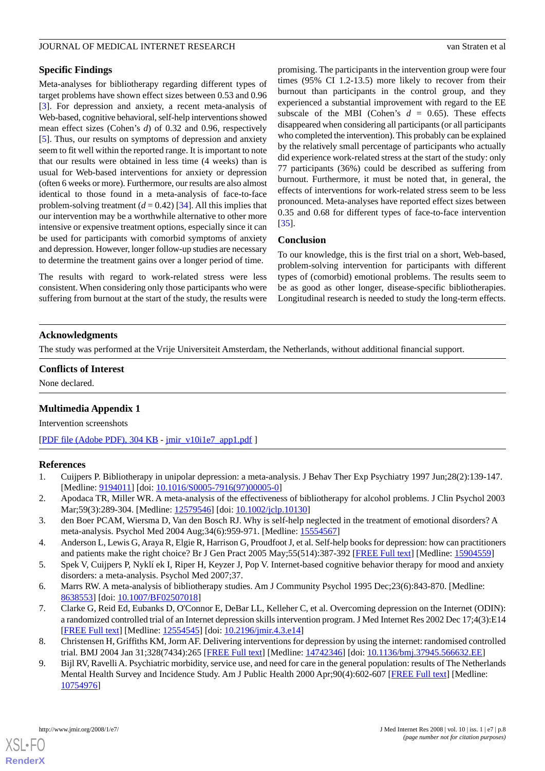### Specific Findings

Meta-analyses for bibliotherapy regarding different types of target problems have shown effect sizes between 0.53 and 0.96 [3]. For depression and anxiety, a recent meta-analysis of Web-based, cognitive behavioral, self-help interventions showed mean effect sizes (Cohen's *d*) of 0.32 and 0.96, respectively [5]. Thus, our results on symptoms of depression and anxiety seem to fit well within the reported range. It is important to note that our results were obtained in less time (4 weeks) than is usual for Web-based interventions for anxiety or depression (often 6 weeks or more). Furthermore, our results are also almost identical to those found in a meta-analysis of face-to-face problem-solving treatment ($d = 0.42$) [34]. All this implies that our intervention may be a worthwhile alternative to other more intensive or expensive treatment options, especially since it can be used for participants with comorbid symptoms of anxiety and depression. However, longer follow-up studies are necessary to determine the treatment gains over a longer period of time.

The results with regard to work-related stress were less consistent. When considering only those participants who were suffering from burnout at the start of the study, the results were promising. The participants in the intervention group were four times (95% CI 1.2-13.5) more likely to recover from their burnout than participants in the control group, and they experienced a substantial improvement with regard to the EE subscale of the MBI (Cohen's $d = 0.65$). These effects disappeared when considering all participants (or all participants who completed the intervention). This probably can be explained by the relatively small percentage of participants who actually did experience work-related stress at the start of the study: only 77 participants (36%) could be described as suffering from burnout. Furthermore, it must be noted that, in general, the effects of interventions for work-related stress seem to be less pronounced. Meta-analyses have reported effect sizes between 0.35 and 0.68 for different types of face-to-face intervention [35].

### Conclusion

To our knowledge, this is the first trial on a short, Web-based, problem-solving intervention for participants with different types of (comorbid) emotional problems. The results seem to be as good as other longer, disease-specific bibliotherapies. Longitudinal research is needed to study the long-term effects.

## Acknowledgments

The study was performed at the Vrije Universiteit Amsterdam, the Netherlands, without additional financial support.

## Conflicts of Interest

None declared.

## Multimedia Appendix 1

Intervention screenshots

[PDF file (Adobe PDF), 304 KB - jmir_v10i1e7_app1.pdf ]

## References

1. Cuijpers P. Bibliotherapy in unipolar depression: a meta-analysis. J Behav Ther Exp Psychiatry 1997 Jun;28(2):139-147. [Medline: 9194011] [doi: 10.1016/S0005-7916(97)00005-0]
2. Apodaca TR, Miller WR. A meta-analysis of the effectiveness of bibliotherapy for alcohol problems. J Clin Psychol 2003 Mar;59(3):289-304. [Medline: 12579546] [doi: 10.1002/jclp.10130]
3. den Boer PCAM, Wiersma D, Van den Bosch RJ. Why is self-help neglected in the treatment of emotional disorders? A meta-analysis. Psychol Med 2004 Aug;34(6):959-971. [Medline: 15554567]
4. Anderson L, Lewis G, Araya R, Elgie R, Harrison G, Proudfoot J, et al. Self-help books for depression: how can practitioners and patients make the right choice? Br J Gen Pract 2005 May;55(514):387-392 [FREE Full text] [Medline: 15904559]
5. Spek V, Cuijpers P, Nyklí ek I, Riper H, Keyzer J, Pop V. Internet-based cognitive behavior therapy for mood and anxiety disorders: a meta-analysis. Psychol Med 2007;37.
6. Marrs RW. A meta-analysis of bibliotherapy studies. Am J Community Psychol 1995 Dec;23(6):843-870. [Medline: 8638553] [doi: 10.1007/BF02507018]
7. Clarke G, Reid Ed, Eubanks D, O'Connor E, DeBar LL, Kelleher C, et al. Overcoming depression on the Internet (ODIN): a randomized controlled trial of an Internet depression skills intervention program. J Med Internet Res 2002 Dec 17;4(3):E14 [FREE Full text] [Medline: 12554545] [doi: 10.2196/jmir.4.3.e14]
8. Christensen H, Griffiths KM, Jorm AF. Delivering interventions for depression by using the internet: randomised controlled trial. BMJ 2004 Jan 31;328(7434):265 [FREE Full text] [Medline: 14742346] [doi: 10.1136/bmj.37945.566632.EE]
9. Bijl RV, Ravelli A. Psychiatric morbidity, service use, and need for care in the general population: results of The Netherlands Mental Health Survey and Incidence Study. Am J Public Health 2000 Apr;90(4):602-607 [FREE Full text] [Medline: 10754976]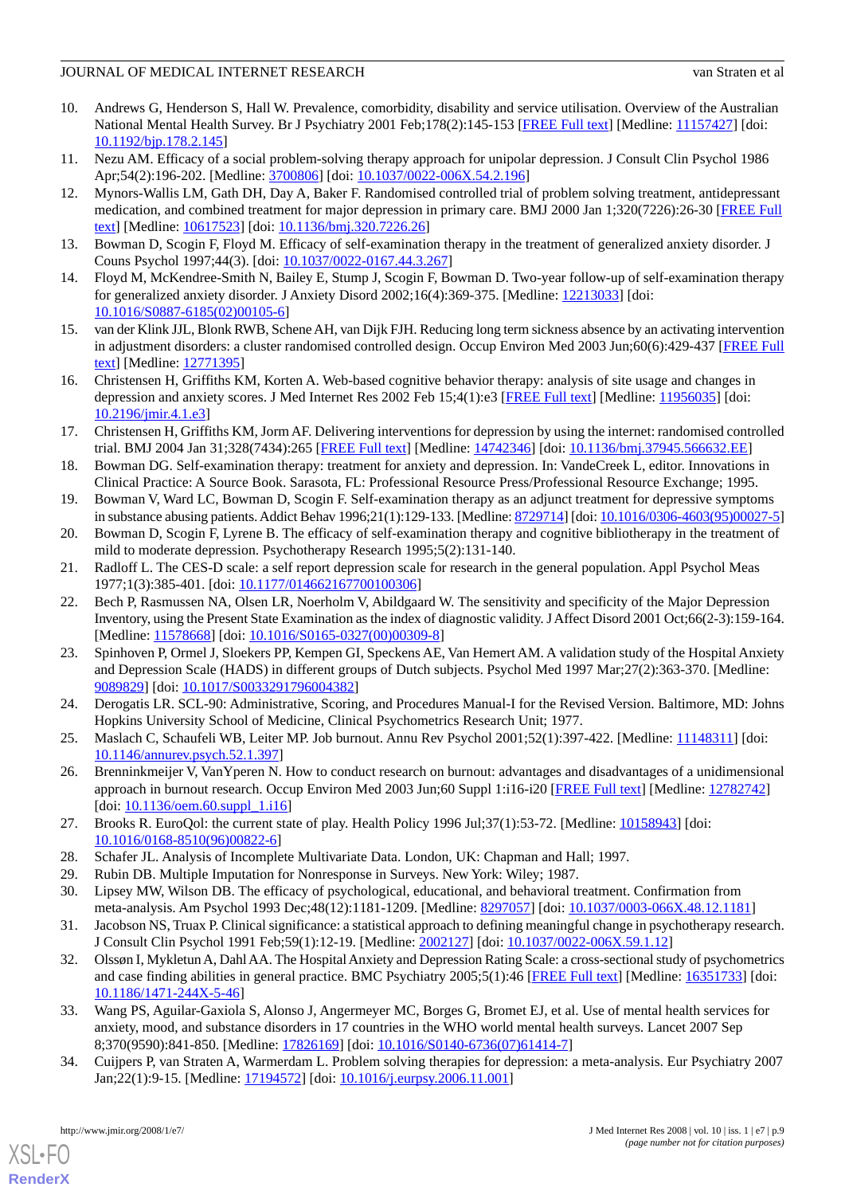10. Andrews G, Henderson S, Hall W. Prevalence, comorbidity, disability and service utilisation. Overview of the Australian National Mental Health Survey. Br J Psychiatry 2001 Feb;178(2):145-153 [FREE Full text] [Medline: 11157427] [doi: 10.1192/bjp.178.2.145]
11. Nezu AM. Efficacy of a social problem-solving therapy approach for unipolar depression. J Consult Clin Psychol 1986 Apr;54(2):196-202. [Medline: 3700806] [doi: 10.1037/0022-006X.54.2.196]
12. Mynors-Wallis LM, Gath DH, Day A, Baker F. Randomised controlled trial of problem solving treatment, antidepressant medication, and combined treatment for major depression in primary care. BMJ 2000 Jan 1;320(7226):26-30 [FREE Full text] [Medline: 10617523] [doi: 10.1136/bmj.320.7226.26]
13. Bowman D, Scogin F, Floyd M. Efficacy of self-examination therapy in the treatment of generalized anxiety disorder. J Couns Psychol 1997;44(3). [doi: 10.1037/0022-0167.44.3.267]
14. Floyd M, McKendree-Smith N, Bailey E, Stump J, Scogin F, Bowman D. Two-year follow-up of self-examination therapy for generalized anxiety disorder. J Anxiety Disord 2002;16(4):369-375. [Medline: 12213033] [doi: 10.1016/S0887-6185(02)00105-6]
15. van der Klink JJL, Blonk RWB, Schene AH, van Dijk FJH. Reducing long term sickness absence by an activating intervention in adjustment disorders: a cluster randomised controlled design. Occup Environ Med 2003 Jun;60(6):429-437 [FREE Full text] [Medline: 12771395]
16. Christensen H, Griffiths KM, Korten A. Web-based cognitive behavior therapy: analysis of site usage and changes in depression and anxiety scores. J Med Internet Res 2002 Feb 15;4(1):e3 [FREE Full text] [Medline: 11956035] [doi: 10.2196/jmir.4.1.e3]
17. Christensen H, Griffiths KM, Jorm AF. Delivering interventions for depression by using the internet: randomised controlled trial. BMJ 2004 Jan 31;328(7434):265 [FREE Full text] [Medline: 14742346] [doi: 10.1136/bmj.37945.566632.EE]
18. Bowman DG. Self-examination therapy: treatment for anxiety and depression. In: VandeCreek L, editor. Innovations in Clinical Practice: A Source Book. Sarasota, FL: Professional Resource Press/Professional Resource Exchange; 1995.
19. Bowman V, Ward LC, Bowman D, Scogin F. Self-examination therapy as an adjunct treatment for depressive symptoms in substance abusing patients. Addict Behav 1996;21(1):129-133. [Medline: 8729714] [doi: 10.1016/0306-4603(95)00027-5]
20. Bowman D, Scogin F, Lyrene B. The efficacy of self-examination therapy and cognitive bibliotherapy in the treatment of mild to moderate depression. Psychotherapy Research 1995;5(2):131-140.
21. Radloff L. The CES-D scale: a self report depression scale for research in the general population. Appl Psychol Meas 1977;1(3):385-401. [doi: 10.1177/014662167700100306]
22. Bech P, Rasmussen NA, Olsen LR, Noerholm V, Abildgaard W. The sensitivity and specificity of the Major Depression Inventory, using the Present State Examination as the index of diagnostic validity. J Affect Disord 2001 Oct;66(2-3):159-164. [Medline: 11578668] [doi: 10.1016/S0165-0327(00)00309-8]
23. Spinhoven P, Ormel J, Sloekers PP, Kempen GI, Speckens AE, Van Hemert AM. A validation study of the Hospital Anxiety and Depression Scale (HADS) in different groups of Dutch subjects. Psychol Med 1997 Mar;27(2):363-370. [Medline: 9089829] [doi: 10.1017/S0033291796004382]
24. Derogatis LR. SCL-90: Administrative, Scoring, and Procedures Manual-I for the Revised Version. Baltimore, MD: Johns Hopkins University School of Medicine, Clinical Psychometrics Research Unit; 1977.
25. Maslach C, Schaufeli WB, Leiter MP. Job burnout. Annu Rev Psychol 2001;52(1):397-422. [Medline: 11148311] [doi: 10.1146/annurev.psych.52.1.397]
26. Brenninkmeijer V, VanYperen N. How to conduct research on burnout: advantages and disadvantages of a unidimensional approach in burnout research. Occup Environ Med 2003 Jun;60 Suppl 1:i16-i20 [FREE Full text] [Medline: 12782742] [doi: 10.1136/oem.60.suppl_1.i16]
27. Brooks R. EuroQol: the current state of play. Health Policy 1996 Jul;37(1):53-72. [Medline: 10158943] [doi: 10.1016/0168-8510(96)00822-6]
28. Schafer JL. Analysis of Incomplete Multivariate Data. London, UK: Chapman and Hall; 1997.
29. Rubin DB. Multiple Imputation for Nonresponse in Surveys. New York: Wiley; 1987.
30. Lipsey MW, Wilson DB. The efficacy of psychological, educational, and behavioral treatment. Confirmation from meta-analysis. Am Psychol 1993 Dec;48(12):1181-1209. [Medline: 8297057] [doi: 10.1037/0003-066X.48.12.1181]
31. Jacobson NS, Truax P. Clinical significance: a statistical approach to defining meaningful change in psychotherapy research. J Consult Clin Psychol 1991 Feb;59(1):12-19. [Medline: 2002127] [doi: 10.1037/0022-006X.59.1.12]
32. Olssøn I, Mykletun A, Dahl AA. The Hospital Anxiety and Depression Rating Scale: a cross-sectional study of psychometrics and case finding abilities in general practice. BMC Psychiatry 2005;5(1):46 [FREE Full text] [Medline: 16351733] [doi: 10.1186/1471-244X-5-46]
33. Wang PS, Aguilar-Gaxiola S, Alonso J, Angermeyer MC, Borges G, Bromet EJ, et al. Use of mental health services for anxiety, mood, and substance disorders in 17 countries in the WHO world mental health surveys. Lancet 2007 Sep 8;370(9590):841-850. [Medline: 17826169] [doi: 10.1016/S0140-6736(07)61414-7]
34. Cuijpers P, van Straten A, Warmerdam L. Problem solving therapies for depression: a meta-analysis. Eur Psychiatry 2007 Jan;22(1):9-15. [Medline: 17194572] [doi: 10.1016/j.eurpsy.2006.11.001]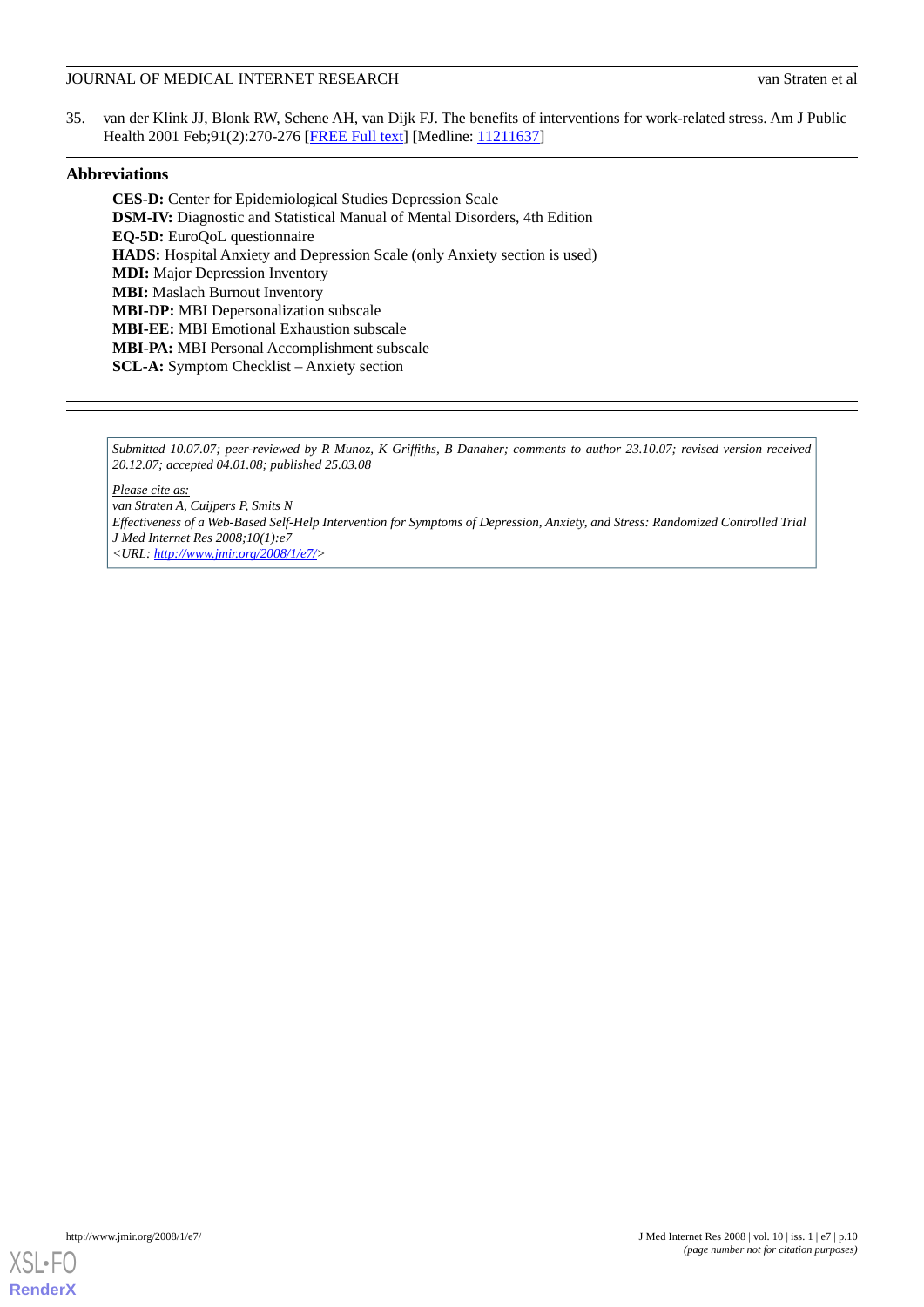35. van der Klink JJ, Blonk RW, Schene AH, van Dijk FJ. The benefits of interventions for work-related stress. Am J Public Health 2001 Feb;91(2):270-276 [FREE Full text] [Medline: 11211637]

## Abbreviations

**CES-D:** Center for Epidemiological Studies Depression Scale
**DSM-IV:** Diagnostic and Statistical Manual of Mental Disorders, 4th Edition
**EQ-5D:** EuroQoL questionnaire
**HADS:** Hospital Anxiety and Depression Scale (only Anxiety section is used)
**MDI:** Major Depression Inventory
**MBI:** Maslach Burnout Inventory
**MBI-DP:** MBI Depersonalization subscale
**MBI-EE:** MBI Emotional Exhaustion subscale
**MBI-PA:** MBI Personal Accomplishment subscale
**SCL-A:** Symptom Checklist – Anxiety section

*Submitted 10.07.07; peer-reviewed by R Munoz, K Griffiths, B Danaher; comments to author 23.10.07; revised version received 20.12.07; accepted 04.01.08; published 25.03.08*

*Please cite as:*
*van Straten A, Cuijpers P, Smits N*
*Effectiveness of a Web-Based Self-Help Intervention for Symptoms of Depression, Anxiety, and Stress: Randomized Controlled Trial*
*J Med Internet Res 2008;10(1):e7*
*<URL: http://www.jmir.org/2008/1/e7/>*